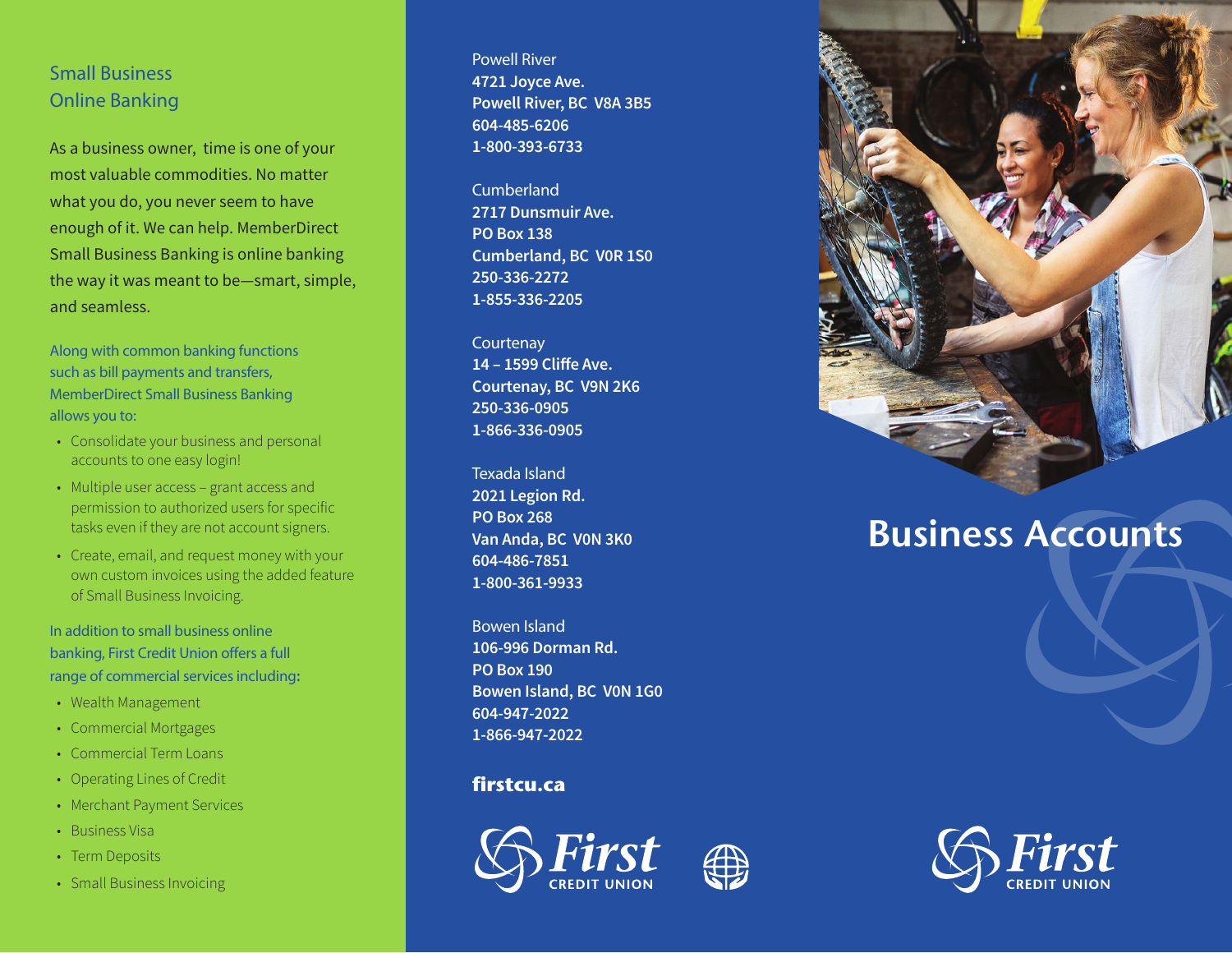## Small Business Online Banking

As a business owner, time is one of your most valuable commodities. No matter what you do, you never seem to have enough of it. We can help. MemberDirect Small Business Banking is online banking the way it was meant to be—smart, simple, and seamless.

Along with common banking functions such as bill payments and transfers, MemberDirect Small Business Banking allows you to:

- Consolidate your business and personal accounts to one easy login!
- Multiple user access – grant access and permission to authorized users for specific tasks even if they are not account signers.
- Create, email, and request money with your own custom invoices using the added feature of Small Business Invoicing.

In addition to small business online banking, First Credit Union offers a full range of commercial services including:

- Wealth Management
- Commercial Mortgages
- Commercial Term Loans
- Operating Lines of Credit
- Merchant Payment Services
- Business Visa
- Term Deposits
- Small Business Invoicing

Powell River
**4721 Joyce Ave.**
**Powell River, BC V8A 3B5**
**604-485-6206**
**1-800-393-6733**

Cumberland
**2717 Dunsmuir Ave.**
**PO Box 138**
**Cumberland, BC V0R 1S0**
**250-336-2272**
**1-855-336-2205**

Courtenay
**14 – 1599 Cliffe Ave.**
**Courtenay, BC V9N 2K6**
**250-336-0905**
**1-866-336-0905**

Texada Island
**2021 Legion Rd.**
**PO Box 268**
**Van Anda, BC V0N 3K0**
**604-486-7851**
**1-800-361-9933**

Bowen Island
**106-996 Dorman Rd.**
**PO Box 190**
**Bowen Island, BC V0N 1G0**
**604-947-2022**
**1-866-947-2022**

**firstcu.ca**

First CREDIT UNION

# Business Accounts

First CREDIT UNION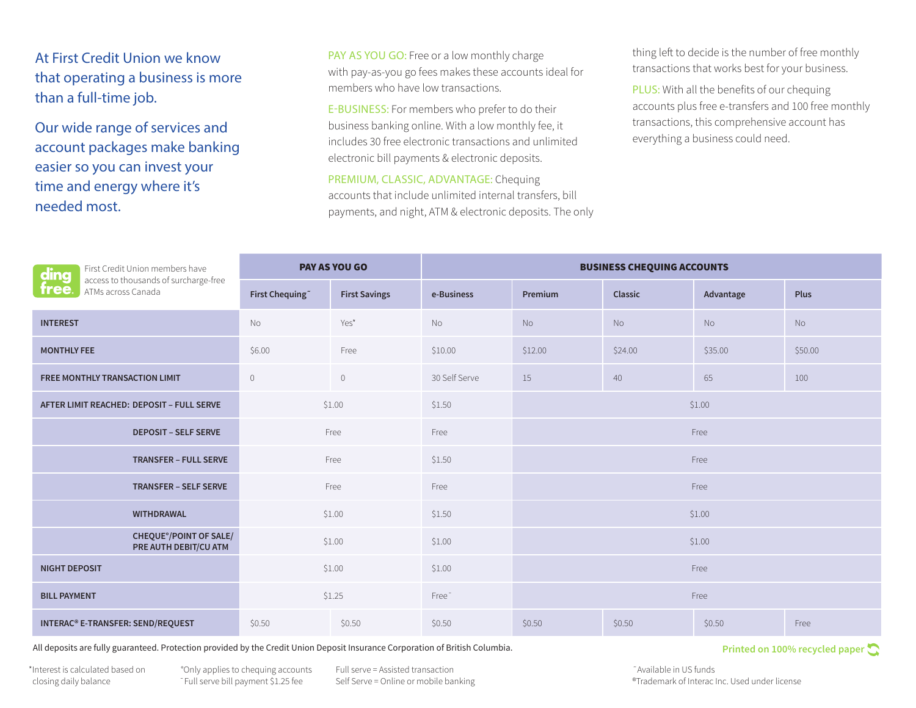At First Credit Union we know that operating a business is more than a full-time job.

Our wide range of services and account packages make banking easier so you can invest your time and energy where it's needed most.

PAY AS YOU GO: Free or a low monthly charge with pay-as-you go fees makes these accounts ideal for members who have low transactions.

E-BUSINESS: For members who prefer to do their business banking online. With a low monthly fee, it includes 30 free electronic transactions and unlimited electronic bill payments & electronic deposits.

PREMIUM, CLASSIC, ADVANTAGE: Chequing accounts that include unlimited internal transfers, bill payments, and night, ATM & electronic deposits. The only thing left to decide is the number of free monthly transactions that works best for your business.

PLUS: With all the benefits of our chequing accounts plus free e-transfers and 100 free monthly transactions, this comprehensive account has everything a business could need.

ding free. First Credit Union members have access to thousands of surcharge-free ATMs across Canada

| | PAY AS YOU GO | | BUSINESS CHEQUING ACCOUNTS | | | | |
|---|---|---|---|---|---|---|---|
| | First Chequing~ | First Savings | e-Business | Premium | Classic | Advantage | Plus |
| INTEREST | No | Yes* | No | No | No | No | No |
| MONTHLY FEE | $6.00 | Free | $10.00 | $12.00 | $24.00 | $35.00 | $50.00 |
| FREE MONTHLY TRANSACTION LIMIT | 0 | 0 | 30 Self Serve | 15 | 40 | 65 | 100 |
| AFTER LIMIT REACHED: DEPOSIT – FULL SERVE | $1.00 | | $1.50 | $1.00 | | | |
| DEPOSIT – SELF SERVE | Free | | Free | Free | | | |
| TRANSFER – FULL SERVE | Free | | $1.50 | Free | | | |
| TRANSFER – SELF SERVE | Free | | Free | Free | | | |
| WITHDRAWAL | $1.00 | | $1.50 | $1.00 | | | |
| CHEQUE°/POINT OF SALE/ PRE AUTH DEBIT/CU ATM | $1.00 | | $1.00 | $1.00 | | | |
| NIGHT DEPOSIT | $1.00 | | $1.00 | Free | | | |
| BILL PAYMENT | $1.25 | | Free¯ | Free | | | |
| INTERAC® E-TRANSFER: SEND/REQUEST | $0.50 | $0.50 | $0.50 | $0.50 | $0.50 | $0.50 | Free |

All deposits are fully guaranteed. Protection provided by the Credit Union Deposit Insurance Corporation of British Columbia.

Printed on 100% recycled paper

*Interest is calculated based on closing daily balance

°Only applies to chequing accounts
¯Full serve bill payment $1.25 fee

Full serve = Assisted transaction
Self Serve = Online or mobile banking

~Available in US funds
®Trademark of Interac Inc. Used under license